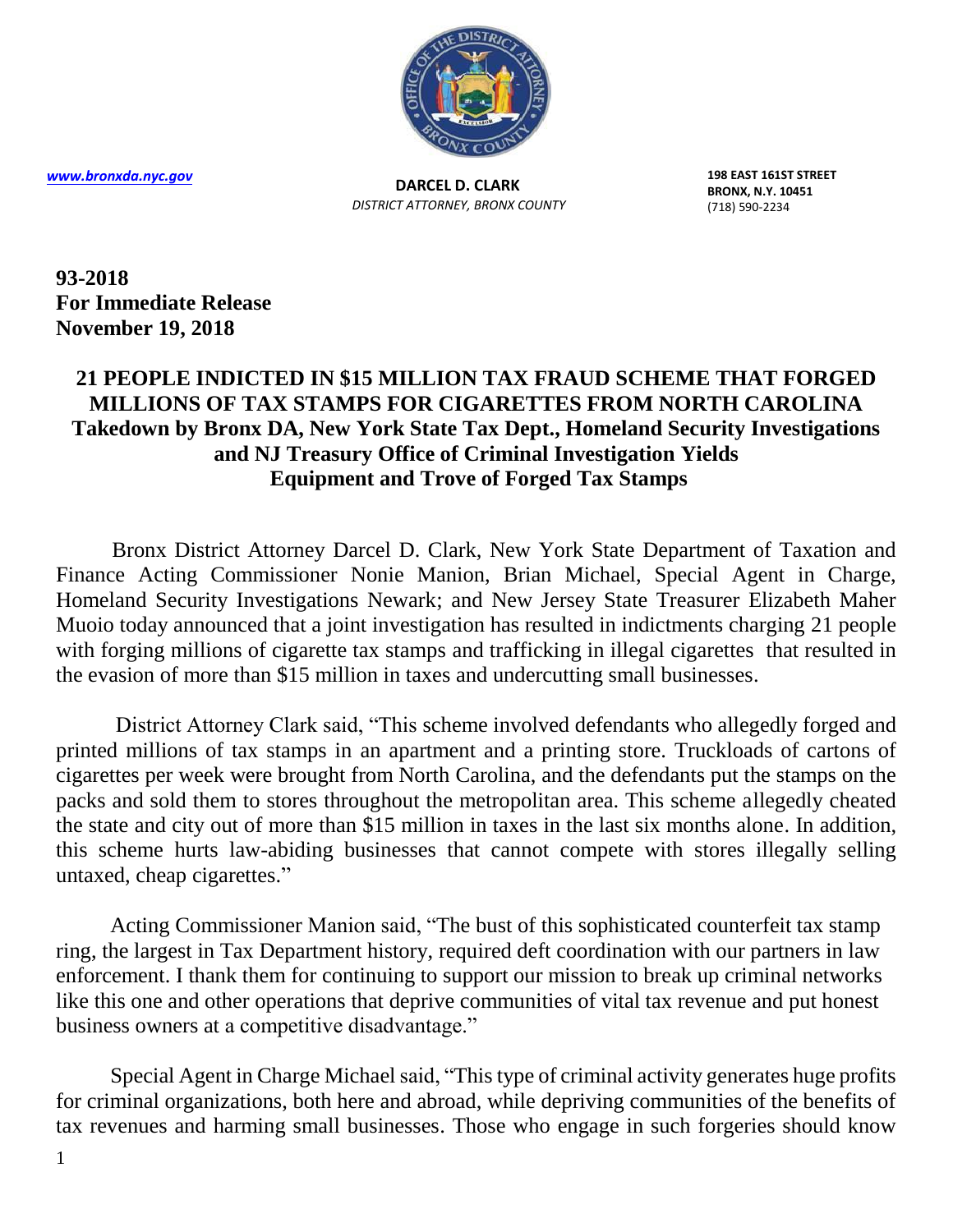www.bronxda.nyc.gov

**DARCEL D. CLARK**
*DISTRICT ATTORNEY, BRONX COUNTY*

**198 EAST 161ST STREET**
**BRONX, N.Y. 10451**
(718) 590-2234

**93-2018**
**For Immediate Release**
**November 19, 2018**

# 21 PEOPLE INDICTED IN $15 MILLION TAX FRAUD SCHEME THAT FORGED MILLIONS OF TAX STAMPS FOR CIGARETTES FROM NORTH CAROLINA

## Takedown by Bronx DA, New York State Tax Dept., Homeland Security Investigations and NJ Treasury Office of Criminal Investigation Yields Equipment and Trove of Forged Tax Stamps

Bronx District Attorney Darcel D. Clark, New York State Department of Taxation and Finance Acting Commissioner Nonie Manion, Brian Michael, Special Agent in Charge, Homeland Security Investigations Newark; and New Jersey State Treasurer Elizabeth Maher Muoio today announced that a joint investigation has resulted in indictments charging 21 people with forging millions of cigarette tax stamps and trafficking in illegal cigarettes that resulted in the evasion of more than $15 million in taxes and undercutting small businesses.

District Attorney Clark said, "This scheme involved defendants who allegedly forged and printed millions of tax stamps in an apartment and a printing store. Truckloads of cartons of cigarettes per week were brought from North Carolina, and the defendants put the stamps on the packs and sold them to stores throughout the metropolitan area. This scheme allegedly cheated the state and city out of more than $15 million in taxes in the last six months alone. In addition, this scheme hurts law-abiding businesses that cannot compete with stores illegally selling untaxed, cheap cigarettes."

Acting Commissioner Manion said, "The bust of this sophisticated counterfeit tax stamp ring, the largest in Tax Department history, required deft coordination with our partners in law enforcement. I thank them for continuing to support our mission to break up criminal networks like this one and other operations that deprive communities of vital tax revenue and put honest business owners at a competitive disadvantage."

Special Agent in Charge Michael said, "This type of criminal activity generates huge profits for criminal organizations, both here and abroad, while depriving communities of the benefits of tax revenues and harming small businesses. Those who engage in such forgeries should know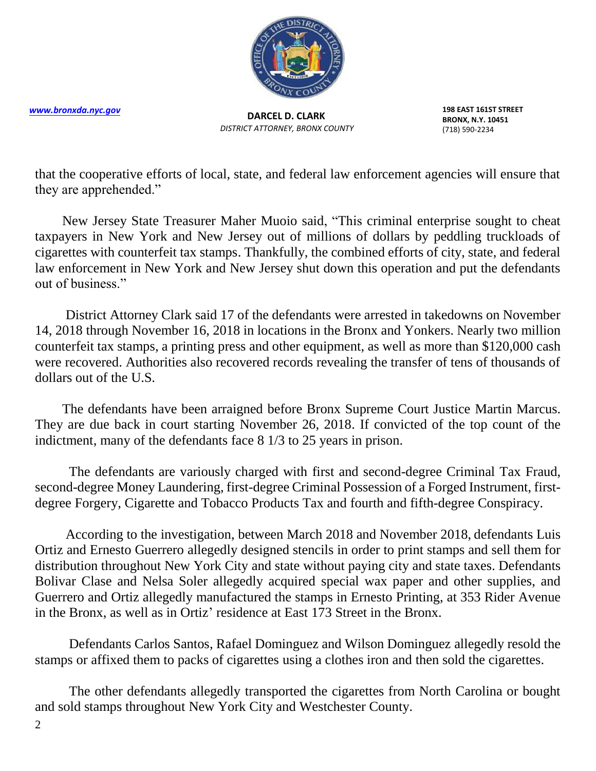that the cooperative efforts of local, state, and federal law enforcement agencies will ensure that they are apprehended."

New Jersey State Treasurer Maher Muoio said, "This criminal enterprise sought to cheat taxpayers in New York and New Jersey out of millions of dollars by peddling truckloads of cigarettes with counterfeit tax stamps. Thankfully, the combined efforts of city, state, and federal law enforcement in New York and New Jersey shut down this operation and put the defendants out of business."

District Attorney Clark said 17 of the defendants were arrested in takedowns on November 14, 2018 through November 16, 2018 in locations in the Bronx and Yonkers. Nearly two million counterfeit tax stamps, a printing press and other equipment, as well as more than $120,000 cash were recovered. Authorities also recovered records revealing the transfer of tens of thousands of dollars out of the U.S.

The defendants have been arraigned before Bronx Supreme Court Justice Martin Marcus. They are due back in court starting November 26, 2018. If convicted of the top count of the indictment, many of the defendants face 8 1/3 to 25 years in prison.

The defendants are variously charged with first and second-degree Criminal Tax Fraud, second-degree Money Laundering, first-degree Criminal Possession of a Forged Instrument, first-degree Forgery, Cigarette and Tobacco Products Tax and fourth and fifth-degree Conspiracy.

According to the investigation, between March 2018 and November 2018, defendants Luis Ortiz and Ernesto Guerrero allegedly designed stencils in order to print stamps and sell them for distribution throughout New York City and state without paying city and state taxes. Defendants Bolivar Clase and Nelsa Soler allegedly acquired special wax paper and other supplies, and Guerrero and Ortiz allegedly manufactured the stamps in Ernesto Printing, at 353 Rider Avenue in the Bronx, as well as in Ortiz' residence at East 173 Street in the Bronx.

Defendants Carlos Santos, Rafael Dominguez and Wilson Dominguez allegedly resold the stamps or affixed them to packs of cigarettes using a clothes iron and then sold the cigarettes.

The other defendants allegedly transported the cigarettes from North Carolina or bought and sold stamps throughout New York City and Westchester County.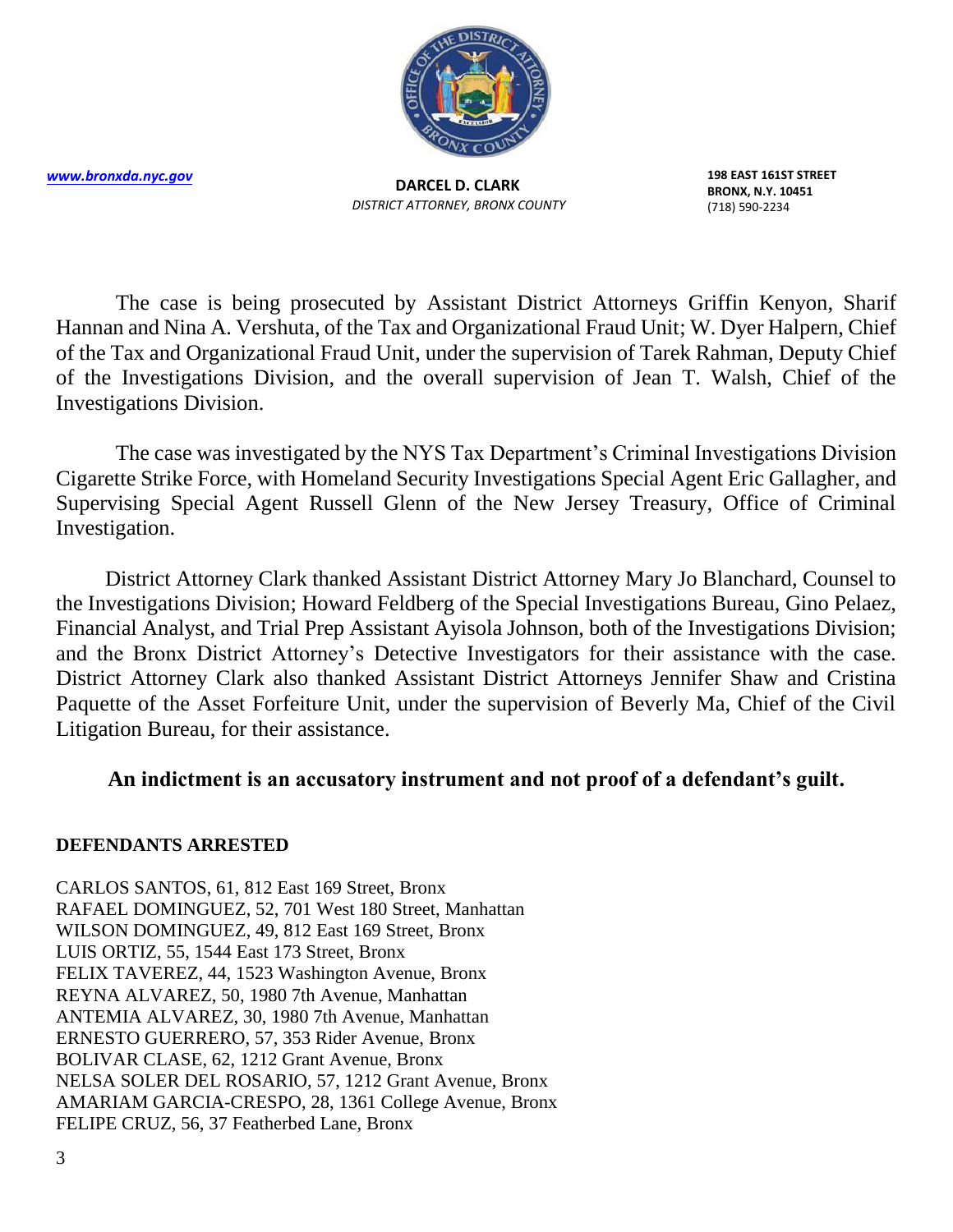The case is being prosecuted by Assistant District Attorneys Griffin Kenyon, Sharif Hannan and Nina A. Vershuta, of the Tax and Organizational Fraud Unit; W. Dyer Halpern, Chief of the Tax and Organizational Fraud Unit, under the supervision of Tarek Rahman, Deputy Chief of the Investigations Division, and the overall supervision of Jean T. Walsh, Chief of the Investigations Division.

The case was investigated by the NYS Tax Department's Criminal Investigations Division Cigarette Strike Force, with Homeland Security Investigations Special Agent Eric Gallagher, and Supervising Special Agent Russell Glenn of the New Jersey Treasury, Office of Criminal Investigation.

District Attorney Clark thanked Assistant District Attorney Mary Jo Blanchard, Counsel to the Investigations Division; Howard Feldberg of the Special Investigations Bureau, Gino Pelaez, Financial Analyst, and Trial Prep Assistant Ayisola Johnson, both of the Investigations Division; and the Bronx District Attorney's Detective Investigators for their assistance with the case. District Attorney Clark also thanked Assistant District Attorneys Jennifer Shaw and Cristina Paquette of the Asset Forfeiture Unit, under the supervision of Beverly Ma, Chief of the Civil Litigation Bureau, for their assistance.

**An indictment is an accusatory instrument and not proof of a defendant's guilt.**

**DEFENDANTS ARRESTED**

CARLOS SANTOS, 61, 812 East 169 Street, Bronx
RAFAEL DOMINGUEZ, 52, 701 West 180 Street, Manhattan
WILSON DOMINGUEZ, 49, 812 East 169 Street, Bronx
LUIS ORTIZ, 55, 1544 East 173 Street, Bronx
FELIX TAVEREZ, 44, 1523 Washington Avenue, Bronx
REYNA ALVAREZ, 50, 1980 7th Avenue, Manhattan
ANTEMIA ALVAREZ, 30, 1980 7th Avenue, Manhattan
ERNESTO GUERRERO, 57, 353 Rider Avenue, Bronx
BOLIVAR CLASE, 62, 1212 Grant Avenue, Bronx
NELSA SOLER DEL ROSARIO, 57, 1212 Grant Avenue, Bronx
AMARIAM GARCIA-CRESPO, 28, 1361 College Avenue, Bronx
FELIPE CRUZ, 56, 37 Featherbed Lane, Bronx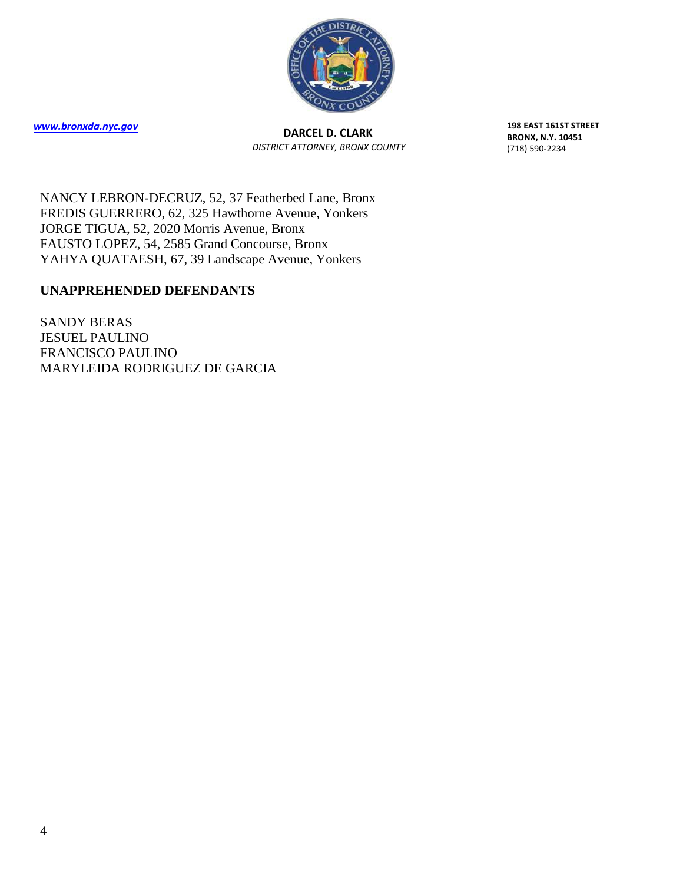NANCY LEBRON-DECRUZ, 52, 37 Featherbed Lane, Bronx
FREDIS GUERRERO, 62, 325 Hawthorne Avenue, Yonkers
JORGE TIGUA, 52, 2020 Morris Avenue, Bronx
FAUSTO LOPEZ, 54, 2585 Grand Concourse, Bronx
YAHYA QUATAESH, 67, 39 Landscape Avenue, Yonkers

**UNAPPREHENDED DEFENDANTS**

SANDY BERAS
JESUEL PAULINO
FRANCISCO PAULINO
MARYLEIDA RODRIGUEZ DE GARCIA